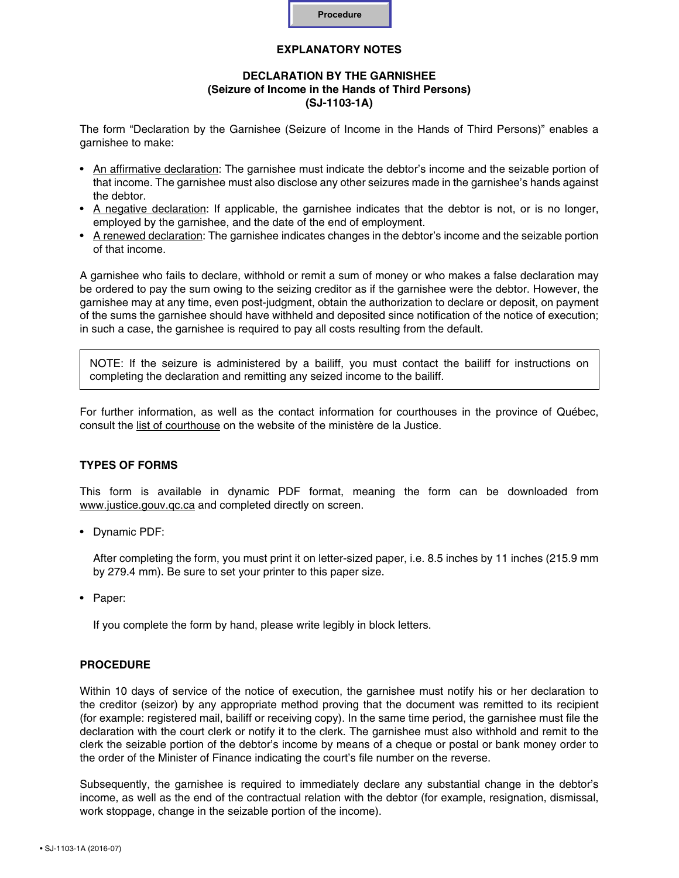**Procedure**

# EXPLANATORY NOTES

## DECLARATION BY THE GARNISHEE
## (Seizure of Income in the Hands of Third Persons)
## (SJ-1103-1A)

The form "Declaration by the Garnishee (Seizure of Income in the Hands of Third Persons)" enables a garnishee to make:

- An affirmative declaration: The garnishee must indicate the debtor's income and the seizable portion of that income. The garnishee must also disclose any other seizures made in the garnishee's hands against the debtor.
- A negative declaration: If applicable, the garnishee indicates that the debtor is not, or is no longer, employed by the garnishee, and the date of the end of employment.
- A renewed declaration: The garnishee indicates changes in the debtor's income and the seizable portion of that income.

A garnishee who fails to declare, withhold or remit a sum of money or who makes a false declaration may be ordered to pay the sum owing to the seizing creditor as if the garnishee were the debtor. However, the garnishee may at any time, even post-judgment, obtain the authorization to declare or deposit, on payment of the sums the garnishee should have withheld and deposited since notification of the notice of execution; in such a case, the garnishee is required to pay all costs resulting from the default.

> NOTE: If the seizure is administered by a bailiff, you must contact the bailiff for instructions on completing the declaration and remitting any seized income to the bailiff.

For further information, as well as the contact information for courthouses in the province of Québec, consult the list of courthouse on the website of the ministère de la Justice.

## TYPES OF FORMS

This form is available in dynamic PDF format, meaning the form can be downloaded from www.justice.gouv.qc.ca and completed directly on screen.

- Dynamic PDF:

  After completing the form, you must print it on letter-sized paper, i.e. 8.5 inches by 11 inches (215.9 mm by 279.4 mm). Be sure to set your printer to this paper size.

- Paper:

  If you complete the form by hand, please write legibly in block letters.

## PROCEDURE

Within 10 days of service of the notice of execution, the garnishee must notify his or her declaration to the creditor (seizor) by any appropriate method proving that the document was remitted to its recipient (for example: registered mail, bailiff or receiving copy). In the same time period, the garnishee must file the declaration with the court clerk or notify it to the clerk. The garnishee must also withhold and remit to the clerk the seizable portion of the debtor's income by means of a cheque or postal or bank money order to the order of the Minister of Finance indicating the court's file number on the reverse.

Subsequently, the garnishee is required to immediately declare any substantial change in the debtor's income, as well as the end of the contractual relation with the debtor (for example, resignation, dismissal, work stoppage, change in the seizable portion of the income).

• SJ-1103-1A (2016-07)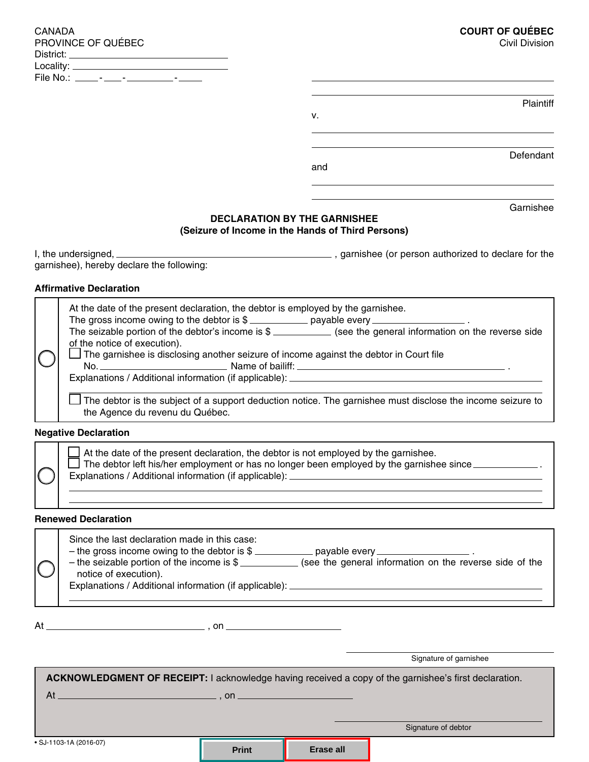CANADA
PROVINCE OF QUÉBEC
District: ______________________________
Locality: ______________________________
File No.: _____ - ____ - __________ - _____

**COURT OF QUÉBEC**
Civil Division

______________________________
______________________________
Plaintiff

v.

______________________________
______________________________
Defendant

and

______________________________
______________________________
Garnishee

## DECLARATION BY THE GARNISHEE
### (Seizure of Income in the Hands of Third Persons)

I, the undersigned, ______________________________ , garnishee (or person authorized to declare for the garnishee), hereby declare the following:

### Affirmative Declaration

○ At the date of the present declaration, the debtor is employed by the garnishee.
The gross income owing to the debtor is $ __________ payable every ______________ .
The seizable portion of the debtor's income is $ __________ (see the general information on the reverse side of the notice of execution).
☐ The garnishee is disclosing another seizure of income against the debtor in Court file No. ____________________ Name of bailiff: ______________________________ .
Explanations / Additional information (if applicable): ______________________________
______________________________

☐ The debtor is the subject of a support deduction notice. The garnishee must disclose the income seizure to the Agence du revenu du Québec.

### Negative Declaration

○ ☐ At the date of the present declaration, the debtor is not employed by the garnishee.
☐ The debtor left his/her employment or has no longer been employed by the garnishee since __________ .
Explanations / Additional information (if applicable): ______________________________
______________________________
______________________________

### Renewed Declaration

○ Since the last declaration made in this case:
– the gross income owing to the debtor is $ __________ payable every ______________ .
– the seizable portion of the income is $ __________ (see the general information on the reverse side of the notice of execution).
Explanations / Additional information (if applicable): ______________________________
______________________________

At ______________________________ , on ____________________

______________________________
Signature of garnishee

**ACKNOWLEDGMENT OF RECEIPT:** I acknowledge having received a copy of the garnishee's first declaration.

At ______________________________ , on ____________________

______________________________
Signature of debtor

• SJ-1103-1A (2016-07)